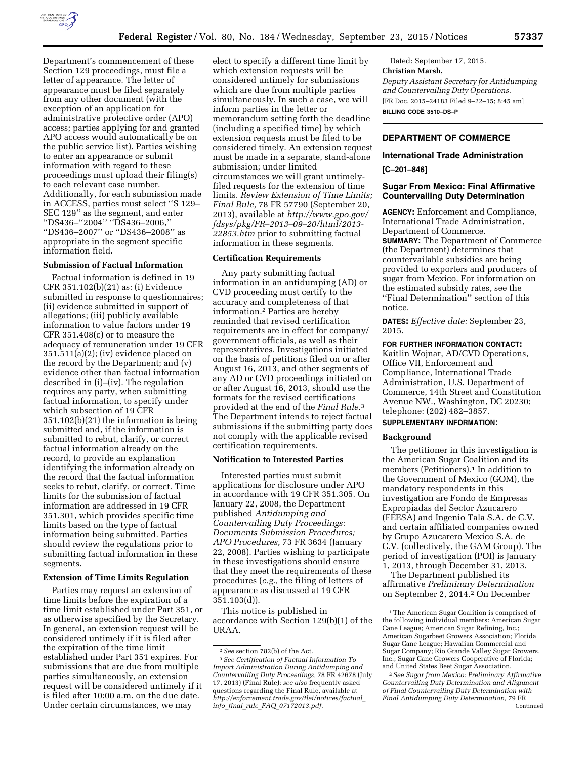Department's commencement of these Section 129 proceedings, must file a letter of appearance. The letter of appearance must be filed separately from any other document (with the exception of an application for administrative protective order (APO) access; parties applying for and granted APO access would automatically be on the public service list). Parties wishing to enter an appearance or submit information with regard to these proceedings must upload their filing(s) to each relevant case number. Additionally, for each submission made in ACCESS, parties must select ''S 129–SEC 129'' as the segment, and enter ''DS436–''2004'' ''DS436–2006,'' ''DS436–2007'' or ''DS436–2008'' as appropriate in the segment specific information field.

**Submission of Factual Information**

Factual information is defined in 19 CFR 351.102(b)(21) as: (i) Evidence submitted in response to questionnaires; (ii) evidence submitted in support of allegations; (iii) publicly available information to value factors under 19 CFR 351.408(c) or to measure the adequacy of remuneration under 19 CFR 351.511(a)(2); (iv) evidence placed on the record by the Department; and (v) evidence other than factual information described in (i)–(iv). The regulation requires any party, when submitting factual information, to specify under which subsection of 19 CFR 351.102(b)(21) the information is being submitted and, if the information is submitted to rebut, clarify, or correct factual information already on the record, to provide an explanation identifying the information already on the record that the factual information seeks to rebut, clarify, or correct. Time limits for the submission of factual information are addressed in 19 CFR 351.301, which provides specific time limits based on the type of factual information being submitted. Parties should review the regulations prior to submitting factual information in these segments.

**Extension of Time Limits Regulation**

Parties may request an extension of time limits before the expiration of a time limit established under Part 351, or as otherwise specified by the Secretary. In general, an extension request will be considered untimely if it is filed after the expiration of the time limit established under Part 351 expires. For submissions that are due from multiple parties simultaneously, an extension request will be considered untimely if it is filed after 10:00 a.m. on the due date. Under certain circumstances, we may elect to specify a different time limit by which extension requests will be considered untimely for submissions which are due from multiple parties simultaneously. In such a case, we will inform parties in the letter or memorandum setting forth the deadline (including a specified time) by which extension requests must be filed to be considered timely. An extension request must be made in a separate, stand-alone submission; under limited circumstances we will grant untimely-filed requests for the extension of time limits. *Review Extension of Time Limits; Final Rule,* 78 FR 57790 (September 20, 2013), available at *http://www.gpo.gov/fdsys/pkg/FR–2013–09–20/html/2013-22853.htm* prior to submitting factual information in these segments.

**Certification Requirements**

Any party submitting factual information in an antidumping (AD) or CVD proceeding must certify to the accuracy and completeness of that information.[2] Parties are hereby reminded that revised certification requirements are in effect for company/government officials, as well as their representatives. Investigations initiated on the basis of petitions filed on or after August 16, 2013, and other segments of any AD or CVD proceedings initiated on or after August 16, 2013, should use the formats for the revised certifications provided at the end of the *Final Rule.*[3] The Department intends to reject factual submissions if the submitting party does not comply with the applicable revised certification requirements.

**Notification to Interested Parties**

Interested parties must submit applications for disclosure under APO in accordance with 19 CFR 351.305. On January 22, 2008, the Department published *Antidumping and Countervailing Duty Proceedings: Documents Submission Procedures; APO Procedures,* 73 FR 3634 (January 22, 2008). Parties wishing to participate in these investigations should ensure that they meet the requirements of these procedures (*e.g.,* the filing of letters of appearance as discussed at 19 CFR 351.103(d)).

This notice is published in accordance with Section 129(b)(1) of the URAA.

Dated: September 17, 2015.

**Christian Marsh,**

*Deputy Assistant Secretary for Antidumping and Countervailing Duty Operations.*

[FR Doc. 2015–24183 Filed 9–22–15; 8:45 am]

**BILLING CODE 3510–DS–P**

[2] *See* section 782(b) of the Act.

[3] *See Certification of Factual Information To Import Administration During Antidumping and Countervailing Duty Proceedings,* 78 FR 42678 (July 17, 2013) (Final Rule); *see also* frequently asked questions regarding the Final Rule, available at *http://enforcement.trade.gov/tlei/notices/factual_info_final_rule_FAQ_07172013.pdf.*

---

## DEPARTMENT OF COMMERCE

### International Trade Administration

**[C–201–846]**

### Sugar From Mexico: Final Affirmative Countervailing Duty Determination

**AGENCY:** Enforcement and Compliance, International Trade Administration, Department of Commerce.

**SUMMARY:** The Department of Commerce (the Department) determines that countervailable subsidies are being provided to exporters and producers of sugar from Mexico. For information on the estimated subsidy rates, see the ''Final Determination'' section of this notice.

**DATES:** *Effective date:* September 23, 2015.

**FOR FURTHER INFORMATION CONTACT:** Kaitlin Wojnar, AD/CVD Operations, Office VII, Enforcement and Compliance, International Trade Administration, U.S. Department of Commerce, 14th Street and Constitution Avenue NW., Washington, DC 20230; telephone: (202) 482–3857.

**SUPPLEMENTARY INFORMATION:**

**Background**

The petitioner in this investigation is the American Sugar Coalition and its members (Petitioners).[1] In addition to the Government of Mexico (GOM), the mandatory respondents in this investigation are Fondo de Empresas Expropiadas del Sector Azucarero (FEESA) and Ingenio Tala S.A. de C.V. and certain affiliated companies owned by Grupo Azucarero Mexico S.A. de C.V. (collectively, the GAM Group). The period of investigation (POI) is January 1, 2013, through December 31, 2013.

The Department published its affirmative *Preliminary Determination* on September 2, 2014.[2] On December

[1] The American Sugar Coalition is comprised of the following individual members: American Sugar Cane League; American Sugar Refining, Inc.; American Sugarbeet Growers Association; Florida Sugar Cane League; Hawaiian Commercial and Sugar Company; Rio Grande Valley Sugar Growers, Inc.; Sugar Cane Growers Cooperative of Florida; and United States Beet Sugar Association.

[2] *See Sugar from Mexico: Preliminary Affirmative Countervailing Duty Determination and Alignment of Final Countervailing Duty Determination with Final Antidumping Duty Determination,* 79 FR Continued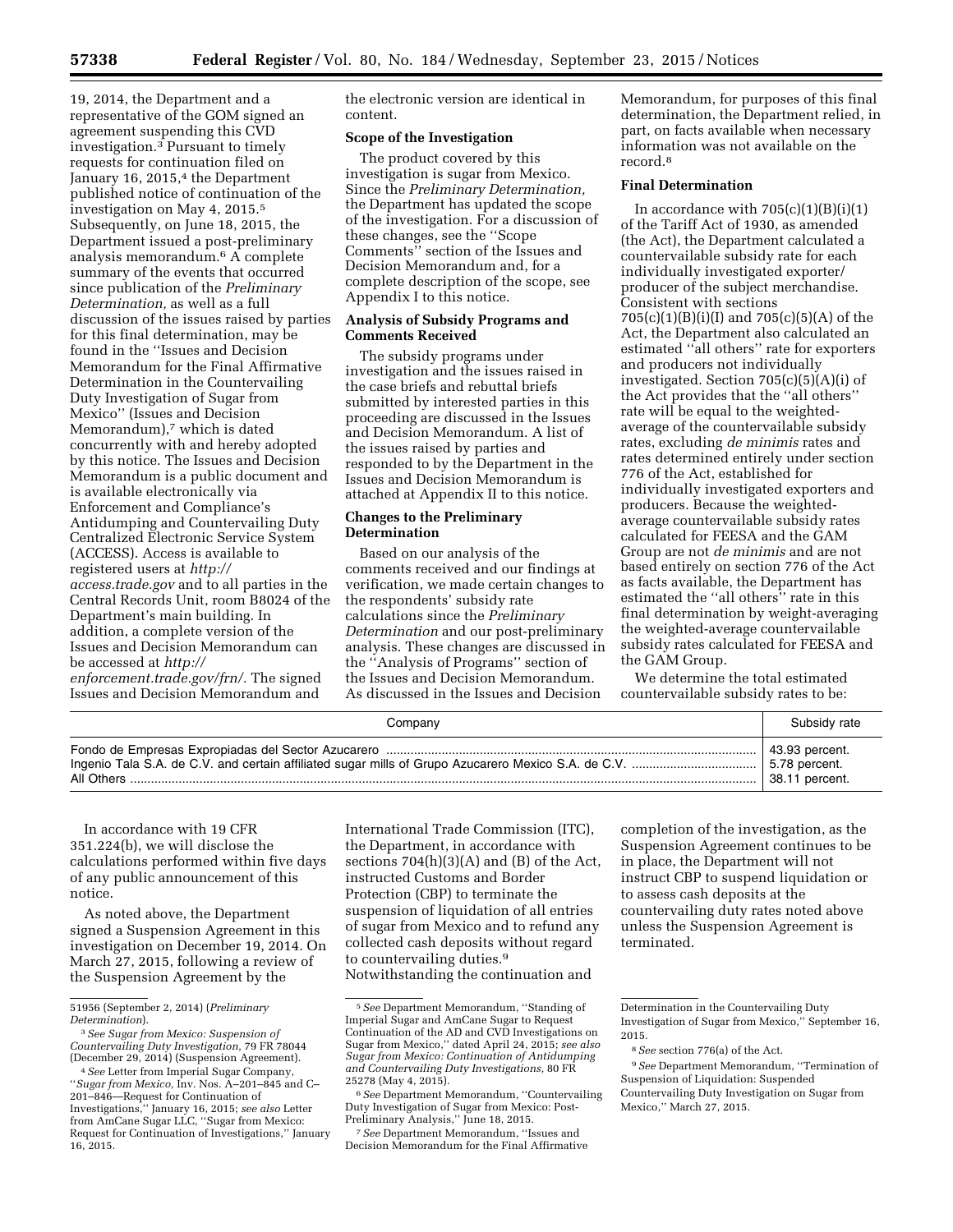19, 2014, the Department and a representative of the GOM signed an agreement suspending this CVD investigation.[3] Pursuant to timely requests for continuation filed on January 16, 2015,[4] the Department published notice of continuation of the investigation on May 4, 2015.[5] Subsequently, on June 18, 2015, the Department issued a post-preliminary analysis memorandum.[6] A complete summary of the events that occurred since publication of the *Preliminary Determination,* as well as a full discussion of the issues raised by parties for this final determination, may be found in the ''Issues and Decision Memorandum for the Final Affirmative Determination in the Countervailing Duty Investigation of Sugar from Mexico'' (Issues and Decision Memorandum),[7] which is dated concurrently with and hereby adopted by this notice. The Issues and Decision Memorandum is a public document and is available electronically via Enforcement and Compliance's Antidumping and Countervailing Duty Centralized Electronic Service System (ACCESS). Access is available to registered users at *http://access.trade.gov* and to all parties in the Central Records Unit, room B8024 of the Department's main building. In addition, a complete version of the Issues and Decision Memorandum can be accessed at *http://enforcement.trade.gov/frn/.* The signed Issues and Decision Memorandum and the electronic version are identical in content.

**Scope of the Investigation**

The product covered by this investigation is sugar from Mexico. Since the *Preliminary Determination,* the Department has updated the scope of the investigation. For a discussion of these changes, see the ''Scope Comments'' section of the Issues and Decision Memorandum and, for a complete description of the scope, see Appendix I to this notice.

**Analysis of Subsidy Programs and Comments Received**

The subsidy programs under investigation and the issues raised in the case briefs and rebuttal briefs submitted by interested parties in this proceeding are discussed in the Issues and Decision Memorandum. A list of the issues raised by parties and responded to by the Department in the Issues and Decision Memorandum is attached at Appendix II to this notice.

**Changes to the Preliminary Determination**

Based on our analysis of the comments received and our findings at verification, we made certain changes to the respondents' subsidy rate calculations since the *Preliminary Determination* and our post-preliminary analysis. These changes are discussed in the ''Analysis of Programs'' section of the Issues and Decision Memorandum. As discussed in the Issues and Decision Memorandum, for purposes of this final determination, the Department relied, in part, on facts available when necessary information was not available on the record.[8]

**Final Determination**

In accordance with 705(c)(1)(B)(i)(1) of the Tariff Act of 1930, as amended (the Act), the Department calculated a countervailable subsidy rate for each individually investigated exporter/producer of the subject merchandise. Consistent with sections 705(c)(1)(B)(i)(I) and 705(c)(5)(A) of the Act, the Department also calculated an estimated ''all others'' rate for exporters and producers not individually investigated. Section 705(c)(5)(A)(i) of the Act provides that the ''all others'' rate will be equal to the weighted-average of the countervailable subsidy rates, excluding *de minimis* rates and rates determined entirely under section 776 of the Act, established for individually investigated exporters and producers. Because the weighted-average countervailable subsidy rates calculated for FEESA and the GAM Group are not *de minimis* and are not based entirely on section 776 of the Act as facts available, the Department has estimated the ''all others'' rate in this final determination by weight-averaging the weighted-average countervailable subsidy rates calculated for FEESA and the GAM Group.

We determine the total estimated countervailable subsidy rates to be:

| Company | Subsidy rate |
|---|---|
| Fondo de Empresas Expropiadas del Sector Azucarero | 43.93 percent. |
| Ingenio Tala S.A. de C.V. and certain affiliated sugar mills of Grupo Azucarero Mexico S.A. de C.V. | 5.78 percent. |
| All Others | 38.11 percent. |

In accordance with 19 CFR 351.224(b), we will disclose the calculations performed within five days of any public announcement of this notice.

As noted above, the Department signed a Suspension Agreement in this investigation on December 19, 2014. On March 27, 2015, following a review of the Suspension Agreement by the International Trade Commission (ITC), the Department, in accordance with sections 704(h)(3)(A) and (B) of the Act, instructed Customs and Border Protection (CBP) to terminate the suspension of liquidation of all entries of sugar from Mexico and to refund any collected cash deposits without regard to countervailing duties.[9] Notwithstanding the continuation and completion of the investigation, as the Suspension Agreement continues to be in place, the Department will not instruct CBP to suspend liquidation or to assess cash deposits at the countervailing duty rates noted above unless the Suspension Agreement is terminated.

---

51956 (September 2, 2014) (*Preliminary Determination*).

[3] *See Sugar from Mexico: Suspension of Countervailing Duty Investigation,* 79 FR 78044 (December 29, 2014) (Suspension Agreement).

[4] *See* Letter from Imperial Sugar Company, ''*Sugar from Mexico,* Inv. Nos. A–201–845 and C–201–846—Request for Continuation of Investigations,'' January 16, 2015; *see also* Letter from AmCane Sugar LLC, ''Sugar from Mexico: Request for Continuation of Investigations,'' January 16, 2015.

[5] *See* Department Memorandum, ''Standing of Imperial Sugar and AmCane Sugar to Request Continuation of the AD and CVD Investigations on Sugar from Mexico,'' dated April 24, 2015; *see also Sugar from Mexico: Continuation of Antidumping and Countervailing Duty Investigations,* 80 FR 25278 (May 4, 2015).

[6] *See* Department Memorandum, ''Countervailing Duty Investigation of Sugar from Mexico: Post-Preliminary Analysis,'' June 18, 2015.

[7] *See* Department Memorandum, ''Issues and Decision Memorandum for the Final Affirmative Determination in the Countervailing Duty Investigation of Sugar from Mexico,'' September 16, 2015.

[8] *See* section 776(a) of the Act.

[9] *See* Department Memorandum, ''Termination of Suspension of Liquidation: Suspended Countervailing Duty Investigation on Sugar from Mexico,'' March 27, 2015.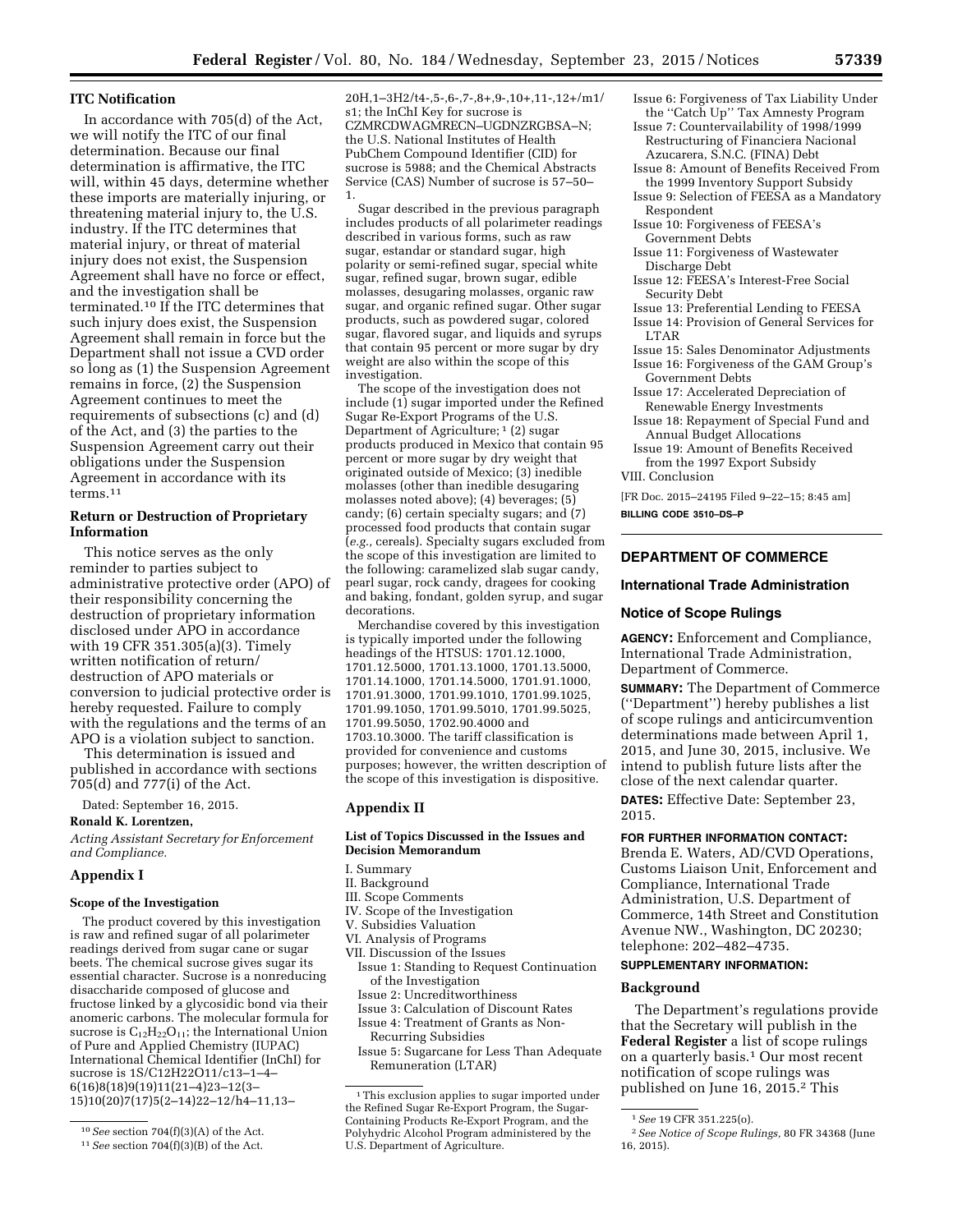### ITC Notification

In accordance with 705(d) of the Act, we will notify the ITC of our final determination. Because our final determination is affirmative, the ITC will, within 45 days, determine whether these imports are materially injuring, or threatening material injury to, the U.S. industry. If the ITC determines that material injury, or threat of material injury does not exist, the Suspension Agreement shall have no force or effect, and the investigation shall be terminated.[10] If the ITC determines that such injury does exist, the Suspension Agreement shall remain in force but the Department shall not issue a CVD order so long as (1) the Suspension Agreement remains in force, (2) the Suspension Agreement continues to meet the requirements of subsections (c) and (d) of the Act, and (3) the parties to the Suspension Agreement carry out their obligations under the Suspension Agreement in accordance with its terms.[11]

### Return or Destruction of Proprietary Information

This notice serves as the only reminder to parties subject to administrative protective order (APO) of their responsibility concerning the destruction of proprietary information disclosed under APO in accordance with 19 CFR 351.305(a)(3). Timely written notification of return/destruction of APO materials or conversion to judicial protective order is hereby requested. Failure to comply with the regulations and the terms of an APO is a violation subject to sanction.

This determination is issued and published in accordance with sections 705(d) and 777(i) of the Act.

Dated: September 16, 2015.

**Ronald K. Lorentzen,**

*Acting Assistant Secretary for Enforcement and Compliance.*

## Appendix I

### Scope of the Investigation

The product covered by this investigation is raw and refined sugar of all polarimeter readings derived from sugar cane or sugar beets. The chemical sucrose gives sugar its essential character. Sucrose is a nonreducing disaccharide composed of glucose and fructose linked by a glycosidic bond via their anomeric carbons. The molecular formula for sucrose is $C_{12}H_{22}O_{11}$; the International Union of Pure and Applied Chemistry (IUPAC) International Chemical Identifier (InChI) for sucrose is 1S/C12H22O11/c13–1–4–6(16)8(18)9(19)11(21–4)23–12(3–15)10(20)7(17)5(2–14)22–12/h4–11,13–20H,1–3H2/t4-,5-,6-,7-,8+,9-,10+,11-,12+/m1/s1; the InChI Key for sucrose is CZMRCDWAGMRECN–UGDNZRGBSA–N; the U.S. National Institutes of Health PubChem Compound Identifier (CID) for sucrose is 5988; and the Chemical Abstracts Service (CAS) Number of sucrose is 57–50–1.

Sugar described in the previous paragraph includes products of all polarimeter readings described in various forms, such as raw sugar, estandar or standard sugar, high polarity or semi-refined sugar, special white sugar, refined sugar, brown sugar, edible molasses, desugaring molasses, organic raw sugar, and organic refined sugar. Other sugar products, such as powdered sugar, colored sugar, flavored sugar, and liquids and syrups that contain 95 percent or more sugar by dry weight are also within the scope of this investigation.

The scope of the investigation does not include (1) sugar imported under the Refined Sugar Re-Export Programs of the U.S. Department of Agriculture;[1] (2) sugar products produced in Mexico that contain 95 percent or more sugar by dry weight that originated outside of Mexico; (3) inedible molasses (other than inedible desugaring molasses noted above); (4) beverages; (5) candy; (6) certain specialty sugars; and (7) processed food products that contain sugar (*e.g.,* cereals). Specialty sugars excluded from the scope of this investigation are limited to the following: caramelized slab sugar candy, pearl sugar, rock candy, dragees for cooking and baking, fondant, golden syrup, and sugar decorations.

Merchandise covered by this investigation is typically imported under the following headings of the HTSUS: 1701.12.1000, 1701.12.5000, 1701.13.1000, 1701.13.5000, 1701.14.1000, 1701.14.5000, 1701.91.1000, 1701.91.3000, 1701.99.1010, 1701.99.1025, 1701.99.1050, 1701.99.5010, 1701.99.5025, 1701.99.5050, 1702.90.4000 and 1703.10.3000. The tariff classification is provided for convenience and customs purposes; however, the written description of the scope of this investigation is dispositive.

## Appendix II

### List of Topics Discussed in the Issues and Decision Memorandum

I. Summary
II. Background
III. Scope Comments
IV. Scope of the Investigation
V. Subsidies Valuation
VI. Analysis of Programs
VII. Discussion of the Issues
- Issue 1: Standing to Request Continuation of the Investigation
- Issue 2: Uncreditworthiness
- Issue 3: Calculation of Discount Rates
- Issue 4: Treatment of Grants as Non-Recurring Subsidies
- Issue 5: Sugarcane for Less Than Adequate Remuneration (LTAR)
- Issue 6: Forgiveness of Tax Liability Under the "Catch Up" Tax Amnesty Program
- Issue 7: Countervailability of 1998/1999 Restructuring of Financiera Nacional Azucarera, S.N.C. (FINA) Debt
- Issue 8: Amount of Benefits Received From the 1999 Inventory Support Subsidy
- Issue 9: Selection of FEESA as a Mandatory Respondent
- Issue 10: Forgiveness of FEESA's Government Debts
- Issue 11: Forgiveness of Wastewater Discharge Debt
- Issue 12: FEESA's Interest-Free Social Security Debt
- Issue 13: Preferential Lending to FEESA
- Issue 14: Provision of General Services for LTAR
- Issue 15: Sales Denominator Adjustments
- Issue 16: Forgiveness of the GAM Group's Government Debts
- Issue 17: Accelerated Depreciation of Renewable Energy Investments
- Issue 18: Repayment of Special Fund and Annual Budget Allocations
- Issue 19: Amount of Benefits Received from the 1997 Export Subsidy

VIII. Conclusion

[FR Doc. 2015–24195 Filed 9–22–15; 8:45 am]

**BILLING CODE 3510–DS–P**

[10] *See* section 704(f)(3)(A) of the Act.

[11] *See* section 704(f)(3)(B) of the Act.

[1] This exclusion applies to sugar imported under the Refined Sugar Re-Export Program, the Sugar-Containing Products Re-Export Program, and the Polyhydric Alcohol Program administered by the U.S. Department of Agriculture.

---

## DEPARTMENT OF COMMERCE

### International Trade Administration

### Notice of Scope Rulings

**AGENCY:** Enforcement and Compliance, International Trade Administration, Department of Commerce.

**SUMMARY:** The Department of Commerce ("Department") hereby publishes a list of scope rulings and anticircumvention determinations made between April 1, 2015, and June 30, 2015, inclusive. We intend to publish future lists after the close of the next calendar quarter.

**DATES:** Effective Date: September 23, 2015.

**FOR FURTHER INFORMATION CONTACT:** Brenda E. Waters, AD/CVD Operations, Customs Liaison Unit, Enforcement and Compliance, International Trade Administration, U.S. Department of Commerce, 14th Street and Constitution Avenue NW., Washington, DC 20230; telephone: 202–482–4735.

**SUPPLEMENTARY INFORMATION:**

### Background

The Department's regulations provide that the Secretary will publish in the **Federal Register** a list of scope rulings on a quarterly basis.[1] Our most recent notification of scope rulings was published on June 16, 2015.[2] This

[1] *See* 19 CFR 351.225(o).

[2] *See Notice of Scope Rulings,* 80 FR 34368 (June 16, 2015).